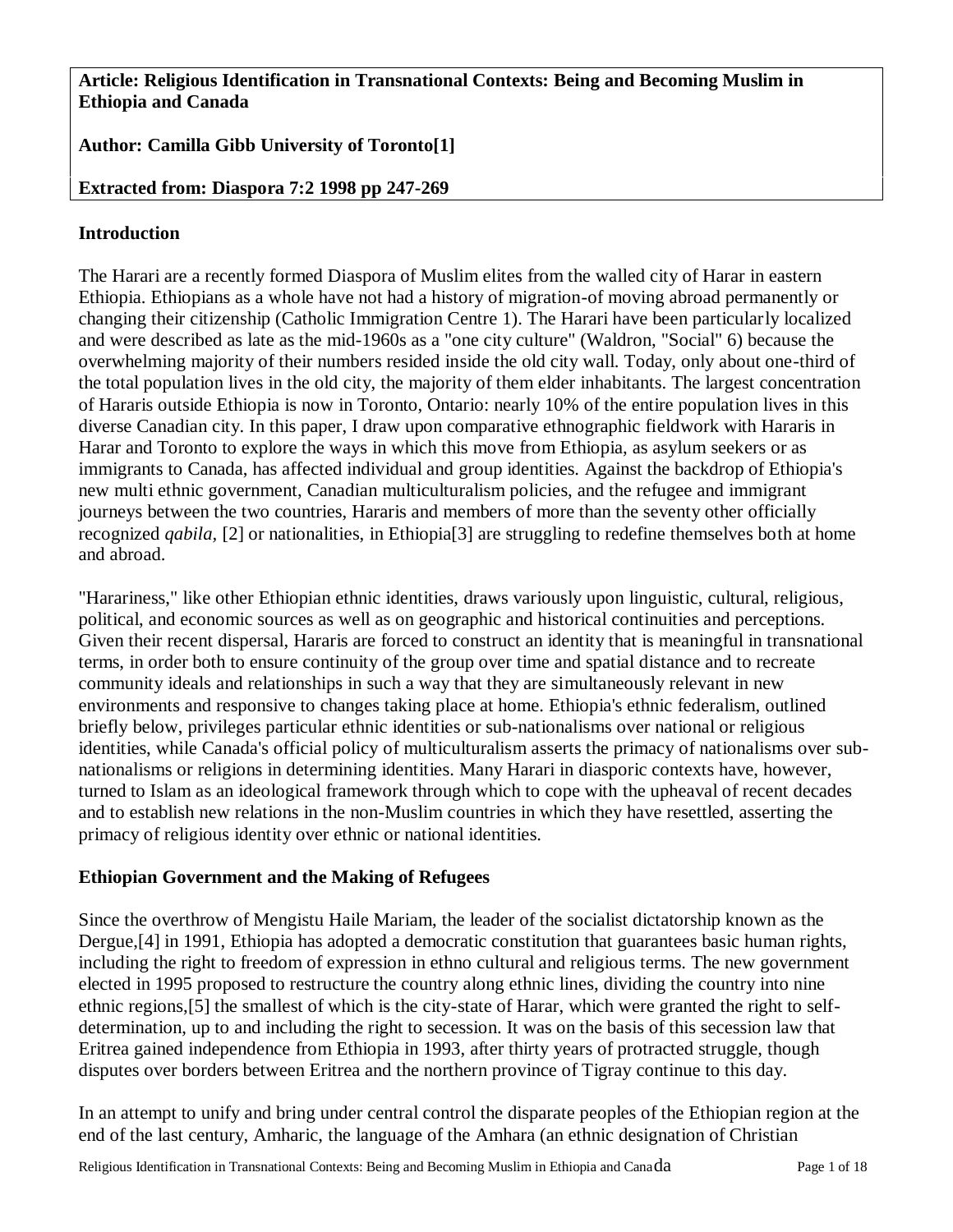**Article: Religious Identification in Transnational Contexts: Being and Becoming Muslim in Ethiopia and Canada**

**Author: Camilla Gibb University of Toronto[1]**

**Extracted from: Diaspora 7:2 1998 pp 247-269**

## Introduction

The Harari are a recently formed Diaspora of Muslim elites from the walled city of Harar in eastern Ethiopia. Ethiopians as a whole have not had a history of migration-of moving abroad permanently or changing their citizenship (Catholic Immigration Centre 1). The Harari have been particularly localized and were described as late as the mid-1960s as a "one city culture" (Waldron, "Social" 6) because the overwhelming majority of their numbers resided inside the old city wall. Today, only about one-third of the total population lives in the old city, the majority of them elder inhabitants. The largest concentration of Hararis outside Ethiopia is now in Toronto, Ontario: nearly 10% of the entire population lives in this diverse Canadian city. In this paper, I draw upon comparative ethnographic fieldwork with Hararis in Harar and Toronto to explore the ways in which this move from Ethiopia, as asylum seekers or as immigrants to Canada, has affected individual and group identities. Against the backdrop of Ethiopia's new multi ethnic government, Canadian multiculturalism policies, and the refugee and immigrant journeys between the two countries, Hararis and members of more than the seventy other officially recognized *qabila,* [2] or nationalities, in Ethiopia[3] are struggling to redefine themselves both at home and abroad.

"Harariness," like other Ethiopian ethnic identities, draws variously upon linguistic, cultural, religious, political, and economic sources as well as on geographic and historical continuities and perceptions. Given their recent dispersal, Hararis are forced to construct an identity that is meaningful in transnational terms, in order both to ensure continuity of the group over time and spatial distance and to recreate community ideals and relationships in such a way that they are simultaneously relevant in new environments and responsive to changes taking place at home. Ethiopia's ethnic federalism, outlined briefly below, privileges particular ethnic identities or sub-nationalisms over national or religious identities, while Canada's official policy of multiculturalism asserts the primacy of nationalisms over sub-nationalisms or religions in determining identities. Many Harari in diasporic contexts have, however, turned to Islam as an ideological framework through which to cope with the upheaval of recent decades and to establish new relations in the non-Muslim countries in which they have resettled, asserting the primacy of religious identity over ethnic or national identities.

## Ethiopian Government and the Making of Refugees

Since the overthrow of Mengistu Haile Mariam, the leader of the socialist dictatorship known as the Dergue,[4] in 1991, Ethiopia has adopted a democratic constitution that guarantees basic human rights, including the right to freedom of expression in ethno cultural and religious terms. The new government elected in 1995 proposed to restructure the country along ethnic lines, dividing the country into nine ethnic regions,[5] the smallest of which is the city-state of Harar, which were granted the right to self-determination, up to and including the right to secession. It was on the basis of this secession law that Eritrea gained independence from Ethiopia in 1993, after thirty years of protracted struggle, though disputes over borders between Eritrea and the northern province of Tigray continue to this day.

In an attempt to unify and bring under central control the disparate peoples of the Ethiopian region at the end of the last century, Amharic, the language of the Amhara (an ethnic designation of Christian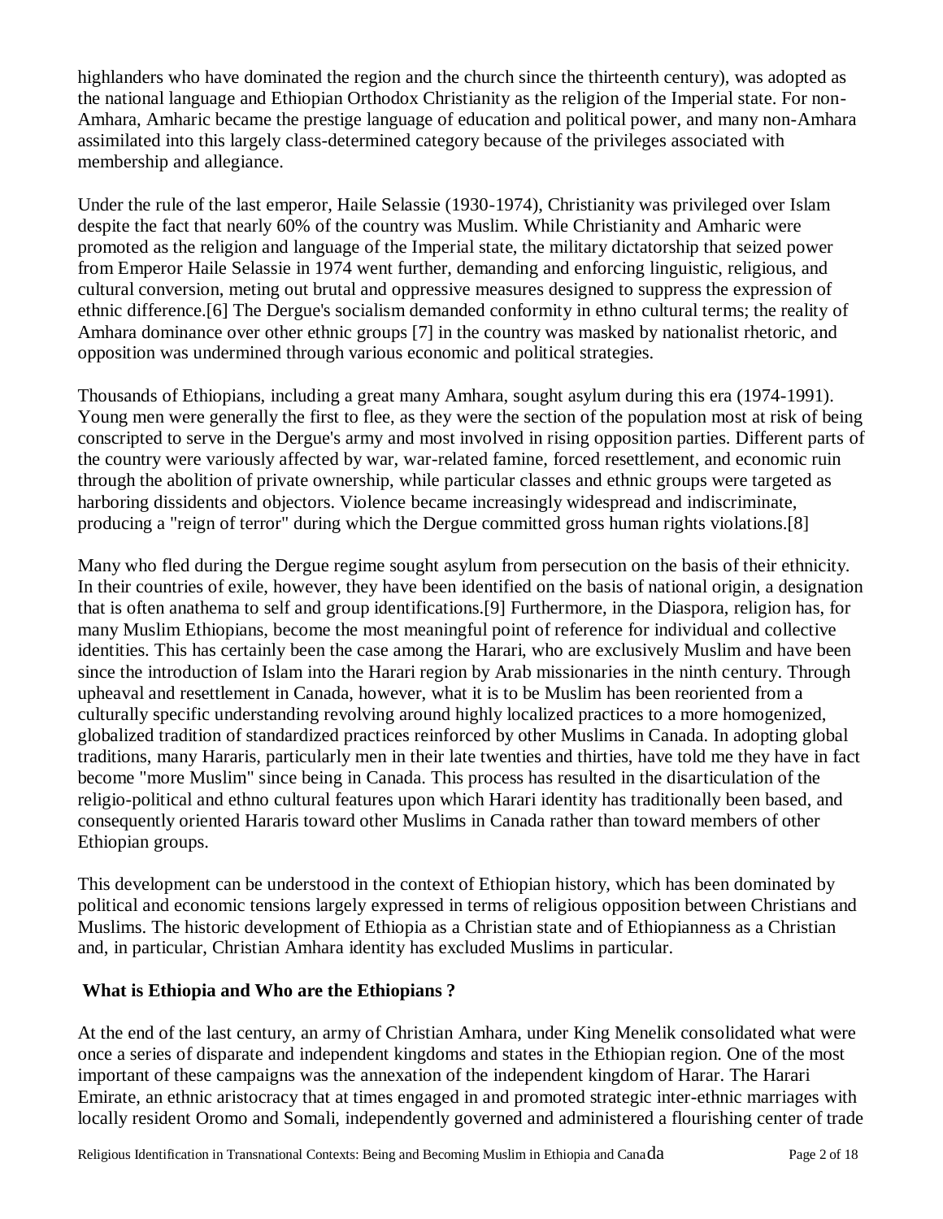highlanders who have dominated the region and the church since the thirteenth century), was adopted as the national language and Ethiopian Orthodox Christianity as the religion of the Imperial state. For non-Amhara, Amharic became the prestige language of education and political power, and many non-Amhara assimilated into this largely class-determined category because of the privileges associated with membership and allegiance.

Under the rule of the last emperor, Haile Selassie (1930-1974), Christianity was privileged over Islam despite the fact that nearly 60% of the country was Muslim. While Christianity and Amharic were promoted as the religion and language of the Imperial state, the military dictatorship that seized power from Emperor Haile Selassie in 1974 went further, demanding and enforcing linguistic, religious, and cultural conversion, meting out brutal and oppressive measures designed to suppress the expression of ethnic difference.[6] The Dergue's socialism demanded conformity in ethno cultural terms; the reality of Amhara dominance over other ethnic groups [7] in the country was masked by nationalist rhetoric, and opposition was undermined through various economic and political strategies.

Thousands of Ethiopians, including a great many Amhara, sought asylum during this era (1974-1991). Young men were generally the first to flee, as they were the section of the population most at risk of being conscripted to serve in the Dergue's army and most involved in rising opposition parties. Different parts of the country were variously affected by war, war-related famine, forced resettlement, and economic ruin through the abolition of private ownership, while particular classes and ethnic groups were targeted as harboring dissidents and objectors. Violence became increasingly widespread and indiscriminate, producing a "reign of terror" during which the Dergue committed gross human rights violations.[8]

Many who fled during the Dergue regime sought asylum from persecution on the basis of their ethnicity. In their countries of exile, however, they have been identified on the basis of national origin, a designation that is often anathema to self and group identifications.[9] Furthermore, in the Diaspora, religion has, for many Muslim Ethiopians, become the most meaningful point of reference for individual and collective identities. This has certainly been the case among the Harari, who are exclusively Muslim and have been since the introduction of Islam into the Harari region by Arab missionaries in the ninth century. Through upheaval and resettlement in Canada, however, what it is to be Muslim has been reoriented from a culturally specific understanding revolving around highly localized practices to a more homogenized, globalized tradition of standardized practices reinforced by other Muslims in Canada. In adopting global traditions, many Hararis, particularly men in their late twenties and thirties, have told me they have in fact become "more Muslim" since being in Canada. This process has resulted in the disarticulation of the religio-political and ethno cultural features upon which Harari identity has traditionally been based, and consequently oriented Hararis toward other Muslims in Canada rather than toward members of other Ethiopian groups.

This development can be understood in the context of Ethiopian history, which has been dominated by political and economic tensions largely expressed in terms of religious opposition between Christians and Muslims. The historic development of Ethiopia as a Christian state and of Ethiopianness as a Christian and, in particular, Christian Amhara identity has excluded Muslims in particular.

## What is Ethiopia and Who are the Ethiopians ?

At the end of the last century, an army of Christian Amhara, under King Menelik consolidated what were once a series of disparate and independent kingdoms and states in the Ethiopian region. One of the most important of these campaigns was the annexation of the independent kingdom of Harar. The Harari Emirate, an ethnic aristocracy that at times engaged in and promoted strategic inter-ethnic marriages with locally resident Oromo and Somali, independently governed and administered a flourishing center of trade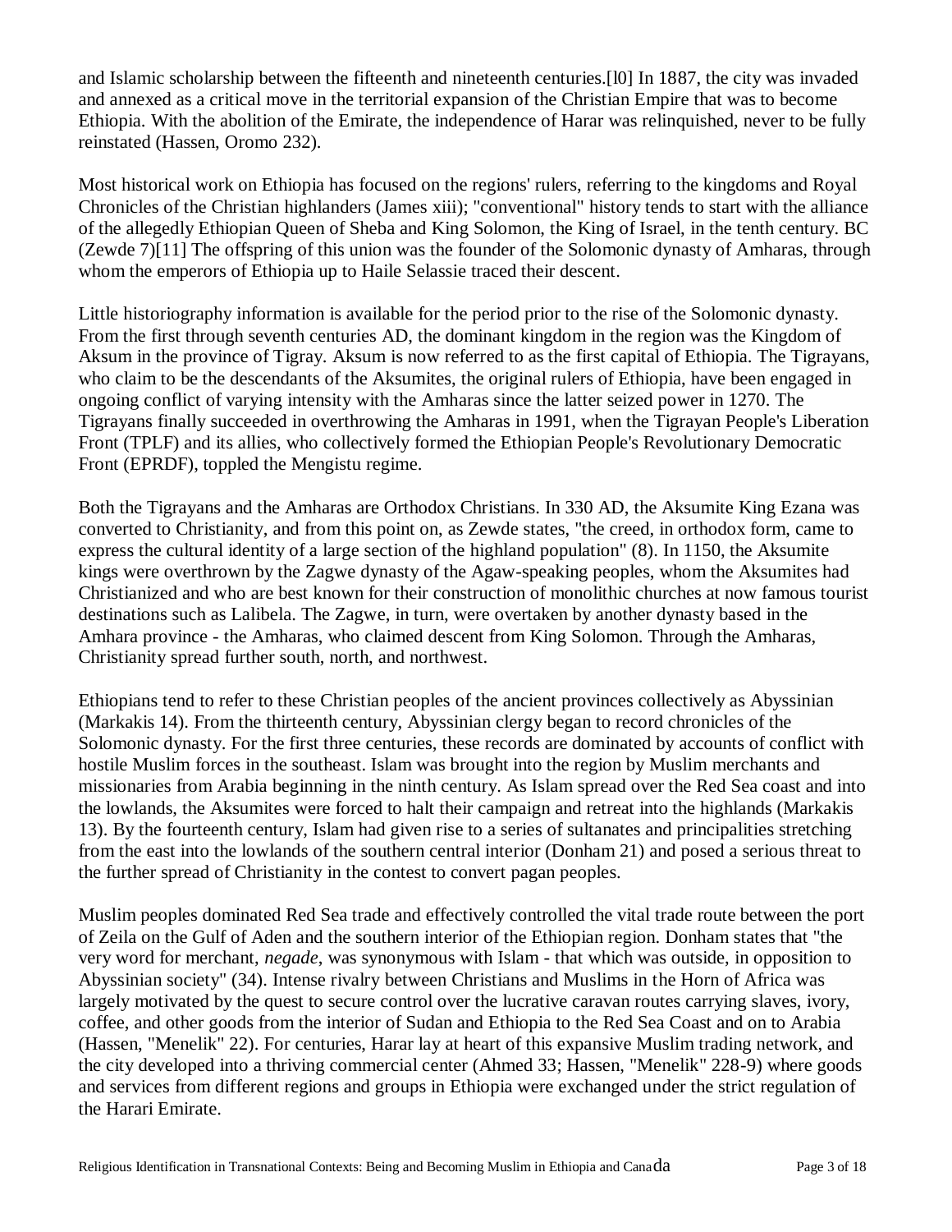and Islamic scholarship between the fifteenth and nineteenth centuries.[l0] In 1887, the city was invaded and annexed as a critical move in the territorial expansion of the Christian Empire that was to become Ethiopia. With the abolition of the Emirate, the independence of Harar was relinquished, never to be fully reinstated (Hassen, Oromo 232).

Most historical work on Ethiopia has focused on the regions' rulers, referring to the kingdoms and Royal Chronicles of the Christian highlanders (James xiii); "conventional" history tends to start with the alliance of the allegedly Ethiopian Queen of Sheba and King Solomon, the King of Israel, in the tenth century. BC (Zewde 7)[11] The offspring of this union was the founder of the Solomonic dynasty of Amharas, through whom the emperors of Ethiopia up to Haile Selassie traced their descent.

Little historiography information is available for the period prior to the rise of the Solomonic dynasty. From the first through seventh centuries AD, the dominant kingdom in the region was the Kingdom of Aksum in the province of Tigray. Aksum is now referred to as the first capital of Ethiopia. The Tigrayans, who claim to be the descendants of the Aksumites, the original rulers of Ethiopia, have been engaged in ongoing conflict of varying intensity with the Amharas since the latter seized power in 1270. The Tigrayans finally succeeded in overthrowing the Amharas in 1991, when the Tigrayan People's Liberation Front (TPLF) and its allies, who collectively formed the Ethiopian People's Revolutionary Democratic Front (EPRDF), toppled the Mengistu regime.

Both the Tigrayans and the Amharas are Orthodox Christians. In 330 AD, the Aksumite King Ezana was converted to Christianity, and from this point on, as Zewde states, "the creed, in orthodox form, came to express the cultural identity of a large section of the highland population" (8). In 1150, the Aksumite kings were overthrown by the Zagwe dynasty of the Agaw-speaking peoples, whom the Aksumites had Christianized and who are best known for their construction of monolithic churches at now famous tourist destinations such as Lalibela. The Zagwe, in turn, were overtaken by another dynasty based in the Amhara province - the Amharas, who claimed descent from King Solomon. Through the Amharas, Christianity spread further south, north, and northwest.

Ethiopians tend to refer to these Christian peoples of the ancient provinces collectively as Abyssinian (Markakis 14). From the thirteenth century, Abyssinian clergy began to record chronicles of the Solomonic dynasty. For the first three centuries, these records are dominated by accounts of conflict with hostile Muslim forces in the southeast. Islam was brought into the region by Muslim merchants and missionaries from Arabia beginning in the ninth century. As Islam spread over the Red Sea coast and into the lowlands, the Aksumites were forced to halt their campaign and retreat into the highlands (Markakis 13). By the fourteenth century, Islam had given rise to a series of sultanates and principalities stretching from the east into the lowlands of the southern central interior (Donham 21) and posed a serious threat to the further spread of Christianity in the contest to convert pagan peoples.

Muslim peoples dominated Red Sea trade and effectively controlled the vital trade route between the port of Zeila on the Gulf of Aden and the southern interior of the Ethiopian region. Donham states that "the very word for merchant, *negade*, was synonymous with Islam - that which was outside, in opposition to Abyssinian society" (34). Intense rivalry between Christians and Muslims in the Horn of Africa was largely motivated by the quest to secure control over the lucrative caravan routes carrying slaves, ivory, coffee, and other goods from the interior of Sudan and Ethiopia to the Red Sea Coast and on to Arabia (Hassen, "Menelik" 22). For centuries, Harar lay at heart of this expansive Muslim trading network, and the city developed into a thriving commercial center (Ahmed 33; Hassen, "Menelik" 228-9) where goods and services from different regions and groups in Ethiopia were exchanged under the strict regulation of the Harari Emirate.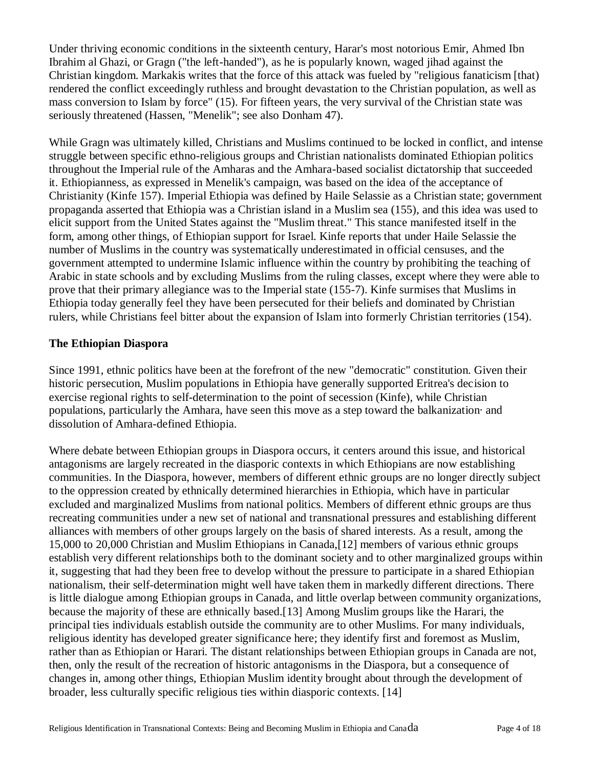Under thriving economic conditions in the sixteenth century, Harar's most notorious Emir, Ahmed Ibn Ibrahim al Ghazi, or Gragn ("the left-handed"), as he is popularly known, waged jihad against the Christian kingdom. Markakis writes that the force of this attack was fueled by "religious fanaticism [that) rendered the conflict exceedingly ruthless and brought devastation to the Christian population, as well as mass conversion to Islam by force" (15). For fifteen years, the very survival of the Christian state was seriously threatened (Hassen, "Menelik"; see also Donham 47).

While Gragn was ultimately killed, Christians and Muslims continued to be locked in conflict, and intense struggle between specific ethno-religious groups and Christian nationalists dominated Ethiopian politics throughout the Imperial rule of the Amharas and the Amhara-based socialist dictatorship that succeeded it. Ethiopianness, as expressed in Menelik's campaign, was based on the idea of the acceptance of Christianity (Kinfe 157). Imperial Ethiopia was defined by Haile Selassie as a Christian state; government propaganda asserted that Ethiopia was a Christian island in a Muslim sea (155), and this idea was used to elicit support from the United States against the "Muslim threat." This stance manifested itself in the form, among other things, of Ethiopian support for Israel. Kinfe reports that under Haile Selassie the number of Muslims in the country was systematically underestimated in official censuses, and the government attempted to undermine Islamic influence within the country by prohibiting the teaching of Arabic in state schools and by excluding Muslims from the ruling classes, except where they were able to prove that their primary allegiance was to the Imperial state (155-7). Kinfe surmises that Muslims in Ethiopia today generally feel they have been persecuted for their beliefs and dominated by Christian rulers, while Christians feel bitter about the expansion of Islam into formerly Christian territories (154).

## The Ethiopian Diaspora

Since 1991, ethnic politics have been at the forefront of the new "democratic" constitution. Given their historic persecution, Muslim populations in Ethiopia have generally supported Eritrea's decision to exercise regional rights to self-determination to the point of secession (Kinfe), while Christian populations, particularly the Amhara, have seen this move as a step toward the balkanization· and dissolution of Amhara-defined Ethiopia.

Where debate between Ethiopian groups in Diaspora occurs, it centers around this issue, and historical antagonisms are largely recreated in the diasporic contexts in which Ethiopians are now establishing communities. In the Diaspora, however, members of different ethnic groups are no longer directly subject to the oppression created by ethnically determined hierarchies in Ethiopia, which have in particular excluded and marginalized Muslims from national politics. Members of different ethnic groups are thus recreating communities under a new set of national and transnational pressures and establishing different alliances with members of other groups largely on the basis of shared interests. As a result, among the 15,000 to 20,000 Christian and Muslim Ethiopians in Canada,[12] members of various ethnic groups establish very different relationships both to the dominant society and to other marginalized groups within it, suggesting that had they been free to develop without the pressure to participate in a shared Ethiopian nationalism, their self-determination might well have taken them in markedly different directions. There is little dialogue among Ethiopian groups in Canada, and little overlap between community organizations, because the majority of these are ethnically based.[13] Among Muslim groups like the Harari, the principal ties individuals establish outside the community are to other Muslims. For many individuals, religious identity has developed greater significance here; they identify first and foremost as Muslim, rather than as Ethiopian or Harari. The distant relationships between Ethiopian groups in Canada are not, then, only the result of the recreation of historic antagonisms in the Diaspora, but a consequence of changes in, among other things, Ethiopian Muslim identity brought about through the development of broader, less culturally specific religious ties within diasporic contexts. [14]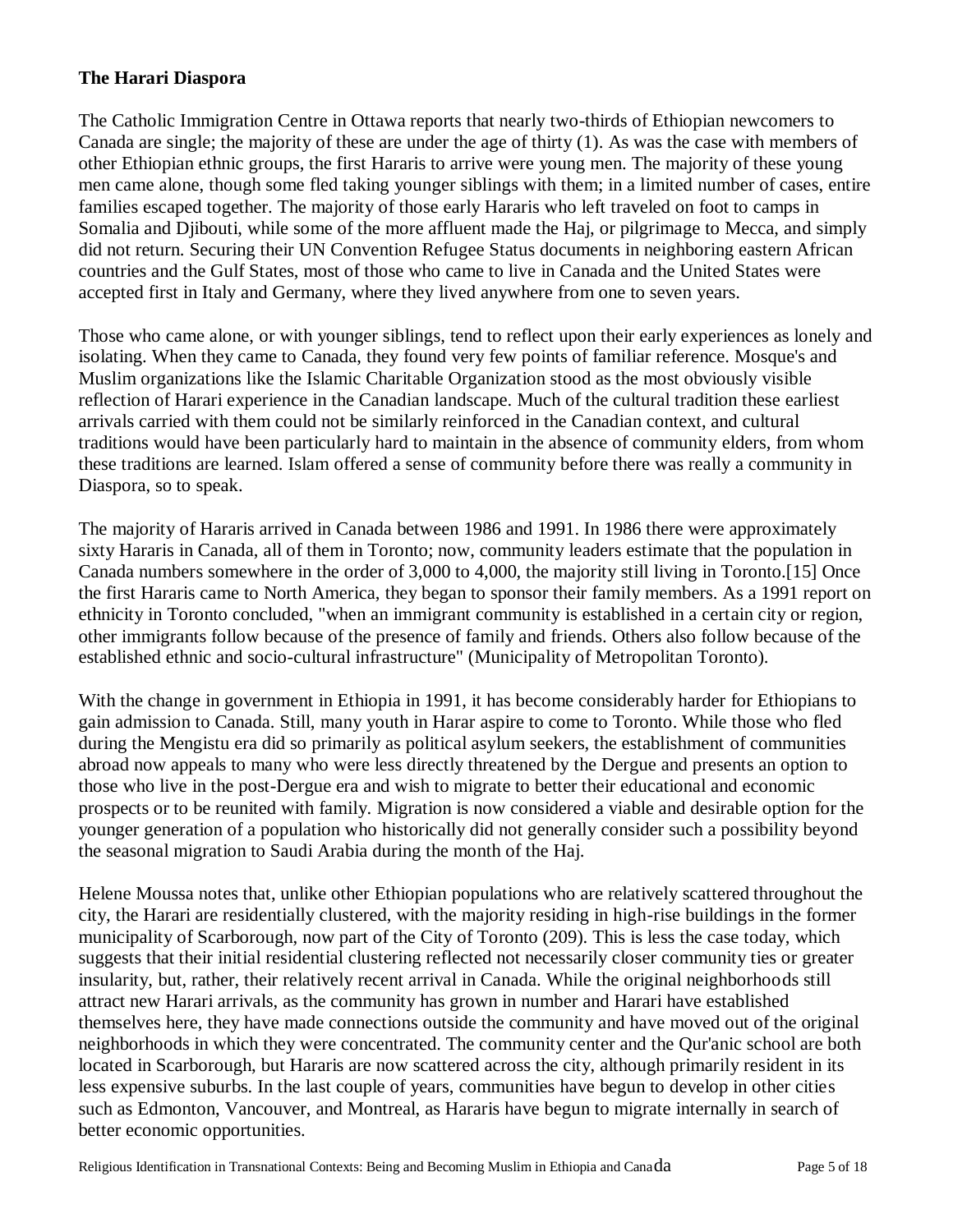**The Harari Diaspora**

The Catholic Immigration Centre in Ottawa reports that nearly two-thirds of Ethiopian newcomers to Canada are single; the majority of these are under the age of thirty (1). As was the case with members of other Ethiopian ethnic groups, the first Hararis to arrive were young men. The majority of these young men came alone, though some fled taking younger siblings with them; in a limited number of cases, entire families escaped together. The majority of those early Hararis who left traveled on foot to camps in Somalia and Djibouti, while some of the more affluent made the Haj, or pilgrimage to Mecca, and simply did not return. Securing their UN Convention Refugee Status documents in neighboring eastern African countries and the Gulf States, most of those who came to live in Canada and the United States were accepted first in Italy and Germany, where they lived anywhere from one to seven years.

Those who came alone, or with younger siblings, tend to reflect upon their early experiences as lonely and isolating. When they came to Canada, they found very few points of familiar reference. Mosque's and Muslim organizations like the Islamic Charitable Organization stood as the most obviously visible reflection of Harari experience in the Canadian landscape. Much of the cultural tradition these earliest arrivals carried with them could not be similarly reinforced in the Canadian context, and cultural traditions would have been particularly hard to maintain in the absence of community elders, from whom these traditions are learned. Islam offered a sense of community before there was really a community in Diaspora, so to speak.

The majority of Hararis arrived in Canada between 1986 and 1991. In 1986 there were approximately sixty Hararis in Canada, all of them in Toronto; now, community leaders estimate that the population in Canada numbers somewhere in the order of 3,000 to 4,000, the majority still living in Toronto.[15] Once the first Hararis came to North America, they began to sponsor their family members. As a 1991 report on ethnicity in Toronto concluded, "when an immigrant community is established in a certain city or region, other immigrants follow because of the presence of family and friends. Others also follow because of the established ethnic and socio-cultural infrastructure" (Municipality of Metropolitan Toronto).

With the change in government in Ethiopia in 1991, it has become considerably harder for Ethiopians to gain admission to Canada. Still, many youth in Harar aspire to come to Toronto. While those who fled during the Mengistu era did so primarily as political asylum seekers, the establishment of communities abroad now appeals to many who were less directly threatened by the Dergue and presents an option to those who live in the post-Dergue era and wish to migrate to better their educational and economic prospects or to be reunited with family. Migration is now considered a viable and desirable option for the younger generation of a population who historically did not generally consider such a possibility beyond the seasonal migration to Saudi Arabia during the month of the Haj.

Helene Moussa notes that, unlike other Ethiopian populations who are relatively scattered throughout the city, the Harari are residentially clustered, with the majority residing in high-rise buildings in the former municipality of Scarborough, now part of the City of Toronto (209). This is less the case today, which suggests that their initial residential clustering reflected not necessarily closer community ties or greater insularity, but, rather, their relatively recent arrival in Canada. While the original neighborhoods still attract new Harari arrivals, as the community has grown in number and Harari have established themselves here, they have made connections outside the community and have moved out of the original neighborhoods in which they were concentrated. The community center and the Qur'anic school are both located in Scarborough, but Hararis are now scattered across the city, although primarily resident in its less expensive suburbs. In the last couple of years, communities have begun to develop in other cities such as Edmonton, Vancouver, and Montreal, as Hararis have begun to migrate internally in search of better economic opportunities.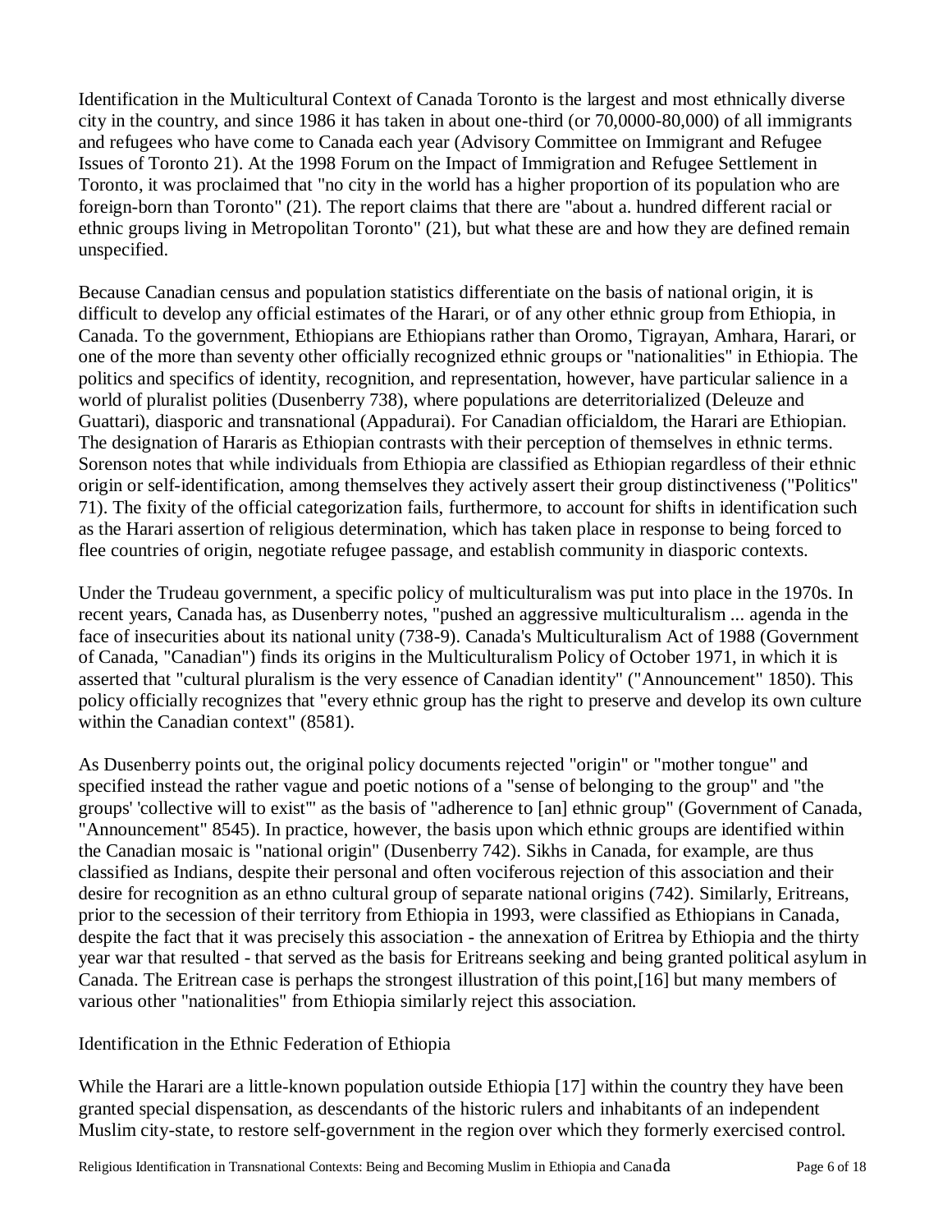Identification in the Multicultural Context of Canada Toronto is the largest and most ethnically diverse city in the country, and since 1986 it has taken in about one-third (or 70,0000-80,000) of all immigrants and refugees who have come to Canada each year (Advisory Committee on Immigrant and Refugee Issues of Toronto 21). At the 1998 Forum on the Impact of Immigration and Refugee Settlement in Toronto, it was proclaimed that "no city in the world has a higher proportion of its population who are foreign-born than Toronto" (21). The report claims that there are "about a. hundred different racial or ethnic groups living in Metropolitan Toronto" (21), but what these are and how they are defined remain unspecified.

Because Canadian census and population statistics differentiate on the basis of national origin, it is difficult to develop any official estimates of the Harari, or of any other ethnic group from Ethiopia, in Canada. To the government, Ethiopians are Ethiopians rather than Oromo, Tigrayan, Amhara, Harari, or one of the more than seventy other officially recognized ethnic groups or "nationalities" in Ethiopia. The politics and specifics of identity, recognition, and representation, however, have particular salience in a world of pluralist polities (Dusenberry 738), where populations are deterritorialized (Deleuze and Guattari), diasporic and transnational (Appadurai). For Canadian officialdom, the Harari are Ethiopian. The designation of Hararis as Ethiopian contrasts with their perception of themselves in ethnic terms. Sorenson notes that while individuals from Ethiopia are classified as Ethiopian regardless of their ethnic origin or self-identification, among themselves they actively assert their group distinctiveness ("Politics" 71). The fixity of the official categorization fails, furthermore, to account for shifts in identification such as the Harari assertion of religious determination, which has taken place in response to being forced to flee countries of origin, negotiate refugee passage, and establish community in diasporic contexts.

Under the Trudeau government, a specific policy of multiculturalism was put into place in the 1970s. In recent years, Canada has, as Dusenberry notes, "pushed an aggressive multiculturalism ... agenda in the face of insecurities about its national unity (738-9). Canada's Multiculturalism Act of 1988 (Government of Canada, "Canadian") finds its origins in the Multiculturalism Policy of October 1971, in which it is asserted that "cultural pluralism is the very essence of Canadian identity" ("Announcement" 1850). This policy officially recognizes that "every ethnic group has the right to preserve and develop its own culture within the Canadian context" (8581).

As Dusenberry points out, the original policy documents rejected "origin" or "mother tongue" and specified instead the rather vague and poetic notions of a "sense of belonging to the group" and "the groups' 'collective will to exist'" as the basis of "adherence to [an] ethnic group" (Government of Canada, "Announcement" 8545). In practice, however, the basis upon which ethnic groups are identified within the Canadian mosaic is "national origin" (Dusenberry 742). Sikhs in Canada, for example, are thus classified as Indians, despite their personal and often vociferous rejection of this association and their desire for recognition as an ethno cultural group of separate national origins (742). Similarly, Eritreans, prior to the secession of their territory from Ethiopia in 1993, were classified as Ethiopians in Canada, despite the fact that it was precisely this association - the annexation of Eritrea by Ethiopia and the thirty year war that resulted - that served as the basis for Eritreans seeking and being granted political asylum in Canada. The Eritrean case is perhaps the strongest illustration of this point,[16] but many members of various other "nationalities" from Ethiopia similarly reject this association.

## Identification in the Ethnic Federation of Ethiopia

While the Harari are a little-known population outside Ethiopia [17] within the country they have been granted special dispensation, as descendants of the historic rulers and inhabitants of an independent Muslim city-state, to restore self-government in the region over which they formerly exercised control.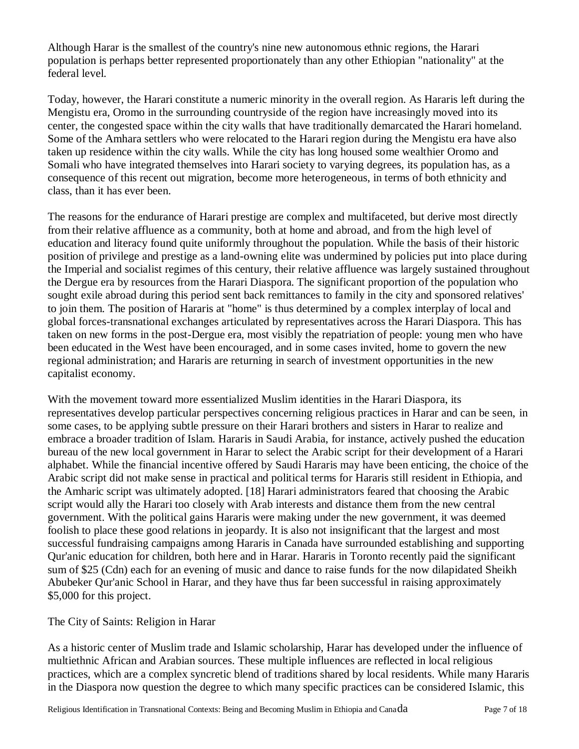Although Harar is the smallest of the country's nine new autonomous ethnic regions, the Harari population is perhaps better represented proportionately than any other Ethiopian "nationality" at the federal level.

Today, however, the Harari constitute a numeric minority in the overall region. As Hararis left during the Mengistu era, Oromo in the surrounding countryside of the region have increasingly moved into its center, the congested space within the city walls that have traditionally demarcated the Harari homeland. Some of the Amhara settlers who were relocated to the Harari region during the Mengistu era have also taken up residence within the city walls. While the city has long housed some wealthier Oromo and Somali who have integrated themselves into Harari society to varying degrees, its population has, as a consequence of this recent out migration, become more heterogeneous, in terms of both ethnicity and class, than it has ever been.

The reasons for the endurance of Harari prestige are complex and multifaceted, but derive most directly from their relative affluence as a community, both at home and abroad, and from the high level of education and literacy found quite uniformly throughout the population. While the basis of their historic position of privilege and prestige as a land-owning elite was undermined by policies put into place during the Imperial and socialist regimes of this century, their relative affluence was largely sustained throughout the Dergue era by resources from the Harari Diaspora. The significant proportion of the population who sought exile abroad during this period sent back remittances to family in the city and sponsored relatives' to join them. The position of Hararis at "home" is thus determined by a complex interplay of local and global forces-transnational exchanges articulated by representatives across the Harari Diaspora. This has taken on new forms in the post-Dergue era, most visibly the repatriation of people: young men who have been educated in the West have been encouraged, and in some cases invited, home to govern the new regional administration; and Hararis are returning in search of investment opportunities in the new capitalist economy.

With the movement toward more essentialized Muslim identities in the Harari Diaspora, its representatives develop particular perspectives concerning religious practices in Harar and can be seen, in some cases, to be applying subtle pressure on their Harari brothers and sisters in Harar to realize and embrace a broader tradition of Islam. Hararis in Saudi Arabia, for instance, actively pushed the education bureau of the new local government in Harar to select the Arabic script for their development of a Harari alphabet. While the financial incentive offered by Saudi Hararis may have been enticing, the choice of the Arabic script did not make sense in practical and political terms for Hararis still resident in Ethiopia, and the Amharic script was ultimately adopted. [18] Harari administrators feared that choosing the Arabic script would ally the Harari too closely with Arab interests and distance them from the new central government. With the political gains Hararis were making under the new government, it was deemed foolish to place these good relations in jeopardy. It is also not insignificant that the largest and most successful fundraising campaigns among Hararis in Canada have surrounded establishing and supporting Qur'anic education for children, both here and in Harar. Hararis in Toronto recently paid the significant sum of $25 (Cdn) each for an evening of music and dance to raise funds for the now dilapidated Sheikh Abubeker Qur'anic School in Harar, and they have thus far been successful in raising approximately $5,000 for this project.

## The City of Saints: Religion in Harar

As a historic center of Muslim trade and Islamic scholarship, Harar has developed under the influence of multiethnic African and Arabian sources. These multiple influences are reflected in local religious practices, which are a complex syncretic blend of traditions shared by local residents. While many Hararis in the Diaspora now question the degree to which many specific practices can be considered Islamic, this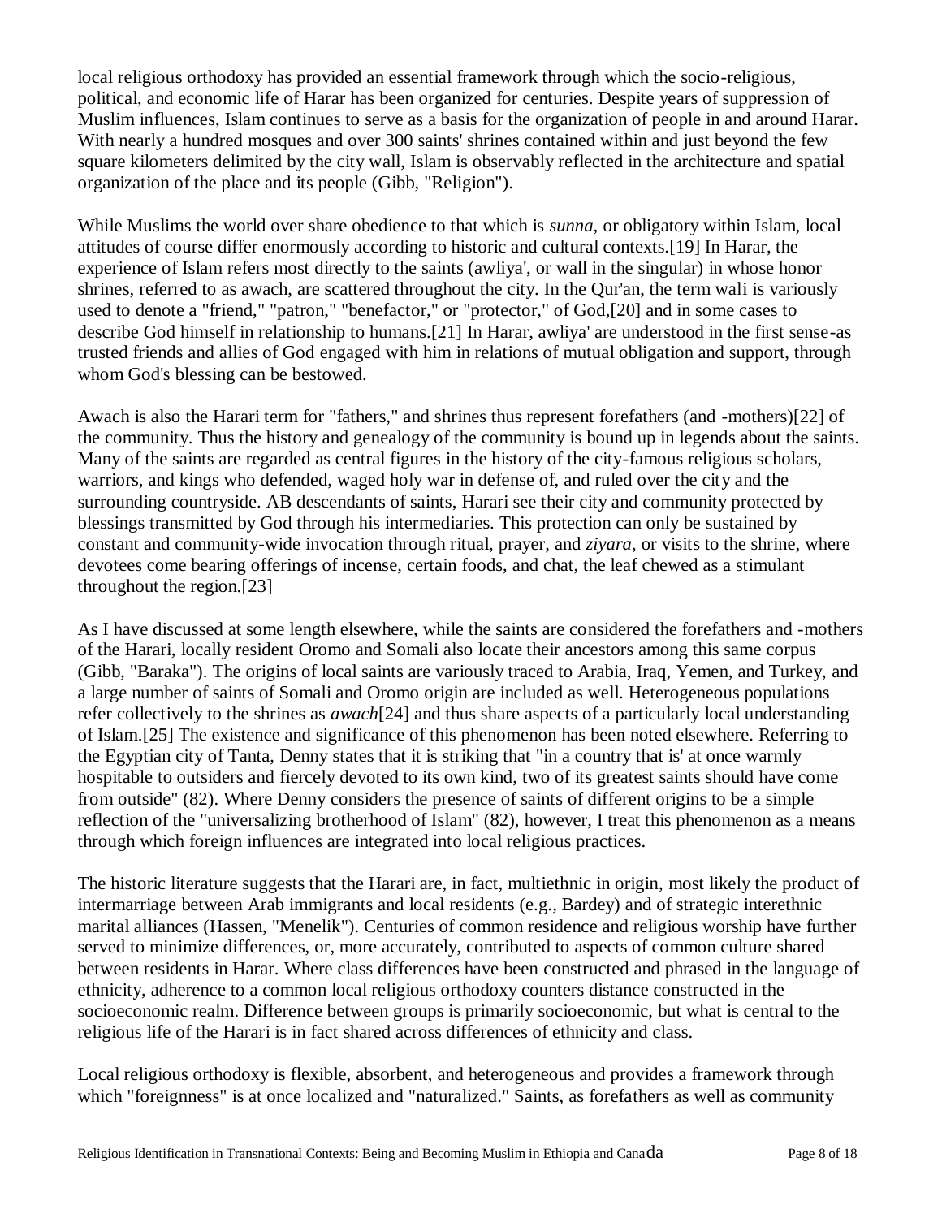local religious orthodoxy has provided an essential framework through which the socio-religious, political, and economic life of Harar has been organized for centuries. Despite years of suppression of Muslim influences, Islam continues to serve as a basis for the organization of people in and around Harar. With nearly a hundred mosques and over 300 saints' shrines contained within and just beyond the few square kilometers delimited by the city wall, Islam is observably reflected in the architecture and spatial organization of the place and its people (Gibb, "Religion").

While Muslims the world over share obedience to that which is *sunna*, or obligatory within Islam, local attitudes of course differ enormously according to historic and cultural contexts.[19] In Harar, the experience of Islam refers most directly to the saints (awliya', or wall in the singular) in whose honor shrines, referred to as awach, are scattered throughout the city. In the Qur'an, the term wali is variously used to denote a "friend," "patron," "benefactor," or "protector," of God,[20] and in some cases to describe God himself in relationship to humans.[21] In Harar, awliya' are understood in the first sense-as trusted friends and allies of God engaged with him in relations of mutual obligation and support, through whom God's blessing can be bestowed.

Awach is also the Harari term for "fathers," and shrines thus represent forefathers (and -mothers)[22] of the community. Thus the history and genealogy of the community is bound up in legends about the saints. Many of the saints are regarded as central figures in the history of the city-famous religious scholars, warriors, and kings who defended, waged holy war in defense of, and ruled over the city and the surrounding countryside. AB descendants of saints, Harari see their city and community protected by blessings transmitted by God through his intermediaries. This protection can only be sustained by constant and community-wide invocation through ritual, prayer, and *ziyara*, or visits to the shrine, where devotees come bearing offerings of incense, certain foods, and chat, the leaf chewed as a stimulant throughout the region.[23]

As I have discussed at some length elsewhere, while the saints are considered the forefathers and -mothers of the Harari, locally resident Oromo and Somali also locate their ancestors among this same corpus (Gibb, "Baraka"). The origins of local saints are variously traced to Arabia, Iraq, Yemen, and Turkey, and a large number of saints of Somali and Oromo origin are included as well. Heterogeneous populations refer collectively to the shrines as *awach*[24] and thus share aspects of a particularly local understanding of Islam.[25] The existence and significance of this phenomenon has been noted elsewhere. Referring to the Egyptian city of Tanta, Denny states that it is striking that "in a country that is' at once warmly hospitable to outsiders and fiercely devoted to its own kind, two of its greatest saints should have come from outside" (82). Where Denny considers the presence of saints of different origins to be a simple reflection of the "universalizing brotherhood of Islam" (82), however, I treat this phenomenon as a means through which foreign influences are integrated into local religious practices.

The historic literature suggests that the Harari are, in fact, multiethnic in origin, most likely the product of intermarriage between Arab immigrants and local residents (e.g., Bardey) and of strategic interethnic marital alliances (Hassen, "Menelik"). Centuries of common residence and religious worship have further served to minimize differences, or, more accurately, contributed to aspects of common culture shared between residents in Harar. Where class differences have been constructed and phrased in the language of ethnicity, adherence to a common local religious orthodoxy counters distance constructed in the socioeconomic realm. Difference between groups is primarily socioeconomic, but what is central to the religious life of the Harari is in fact shared across differences of ethnicity and class.

Local religious orthodoxy is flexible, absorbent, and heterogeneous and provides a framework through which "foreignness" is at once localized and "naturalized." Saints, as forefathers as well as community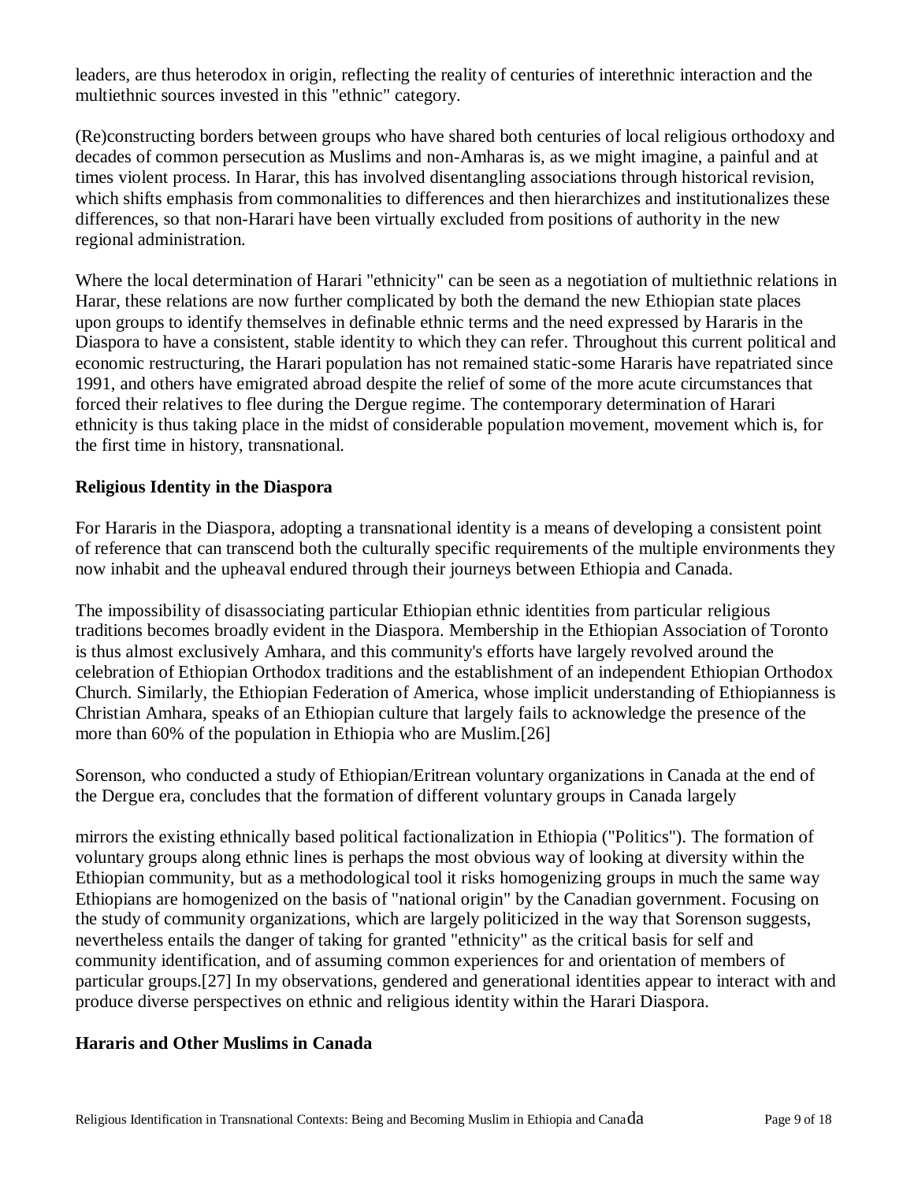leaders, are thus heterodox in origin, reflecting the reality of centuries of interethnic interaction and the multiethnic sources invested in this "ethnic" category.

(Re)constructing borders between groups who have shared both centuries of local religious orthodoxy and decades of common persecution as Muslims and non-Amharas is, as we might imagine, a painful and at times violent process. In Harar, this has involved disentangling associations through historical revision, which shifts emphasis from commonalities to differences and then hierarchizes and institutionalizes these differences, so that non-Harari have been virtually excluded from positions of authority in the new regional administration.

Where the local determination of Harari "ethnicity" can be seen as a negotiation of multiethnic relations in Harar, these relations are now further complicated by both the demand the new Ethiopian state places upon groups to identify themselves in definable ethnic terms and the need expressed by Hararis in the Diaspora to have a consistent, stable identity to which they can refer. Throughout this current political and economic restructuring, the Harari population has not remained static-some Hararis have repatriated since 1991, and others have emigrated abroad despite the relief of some of the more acute circumstances that forced their relatives to flee during the Dergue regime. The contemporary determination of Harari ethnicity is thus taking place in the midst of considerable population movement, movement which is, for the first time in history, transnational.

## Religious Identity in the Diaspora

For Hararis in the Diaspora, adopting a transnational identity is a means of developing a consistent point of reference that can transcend both the culturally specific requirements of the multiple environments they now inhabit and the upheaval endured through their journeys between Ethiopia and Canada.

The impossibility of disassociating particular Ethiopian ethnic identities from particular religious traditions becomes broadly evident in the Diaspora. Membership in the Ethiopian Association of Toronto is thus almost exclusively Amhara, and this community's efforts have largely revolved around the celebration of Ethiopian Orthodox traditions and the establishment of an independent Ethiopian Orthodox Church. Similarly, the Ethiopian Federation of America, whose implicit understanding of Ethiopianness is Christian Amhara, speaks of an Ethiopian culture that largely fails to acknowledge the presence of the more than 60% of the population in Ethiopia who are Muslim.[26]

Sorenson, who conducted a study of Ethiopian/Eritrean voluntary organizations in Canada at the end of the Dergue era, concludes that the formation of different voluntary groups in Canada largely mirrors the existing ethnically based political factionalization in Ethiopia ("Politics"). The formation of voluntary groups along ethnic lines is perhaps the most obvious way of looking at diversity within the Ethiopian community, but as a methodological tool it risks homogenizing groups in much the same way Ethiopians are homogenized on the basis of "national origin" by the Canadian government. Focusing on the study of community organizations, which are largely politicized in the way that Sorenson suggests, nevertheless entails the danger of taking for granted "ethnicity" as the critical basis for self and community identification, and of assuming common experiences for and orientation of members of particular groups.[27] In my observations, gendered and generational identities appear to interact with and produce diverse perspectives on ethnic and religious identity within the Harari Diaspora.

## Hararis and Other Muslims in Canada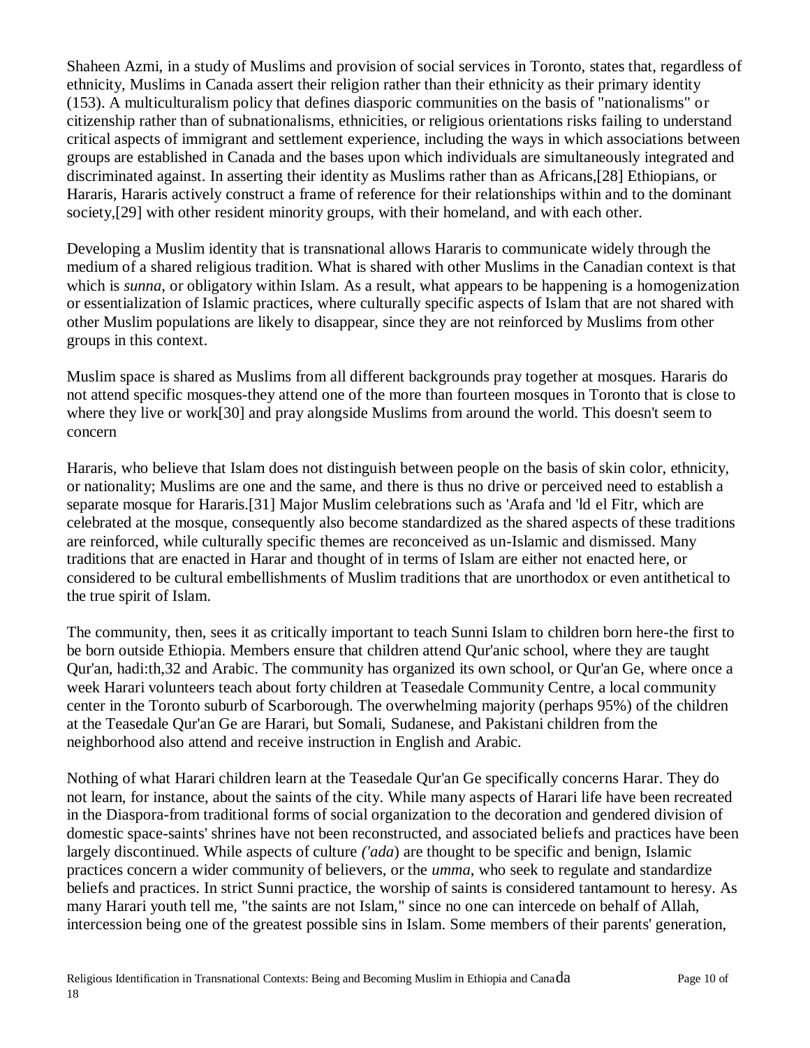Shaheen Azmi, in a study of Muslims and provision of social services in Toronto, states that, regardless of ethnicity, Muslims in Canada assert their religion rather than their ethnicity as their primary identity (153). A multiculturalism policy that defines diasporic communities on the basis of "nationalisms" or citizenship rather than of subnationalisms, ethnicities, or religious orientations risks failing to understand critical aspects of immigrant and settlement experience, including the ways in which associations between groups are established in Canada and the bases upon which individuals are simultaneously integrated and discriminated against. In asserting their identity as Muslims rather than as Africans,[28] Ethiopians, or Hararis, Hararis actively construct a frame of reference for their relationships within and to the dominant society,[29] with other resident minority groups, with their homeland, and with each other.

Developing a Muslim identity that is transnational allows Hararis to communicate widely through the medium of a shared religious tradition. What is shared with other Muslims in the Canadian context is that which is *sunna*, or obligatory within Islam. As a result, what appears to be happening is a homogenization or essentialization of Islamic practices, where culturally specific aspects of Islam that are not shared with other Muslim populations are likely to disappear, since they are not reinforced by Muslims from other groups in this context.

Muslim space is shared as Muslims from all different backgrounds pray together at mosques. Hararis do not attend specific mosques-they attend one of the more than fourteen mosques in Toronto that is close to where they live or work[30] and pray alongside Muslims from around the world. This doesn't seem to concern

Hararis, who believe that Islam does not distinguish between people on the basis of skin color, ethnicity, or nationality; Muslims are one and the same, and there is thus no drive or perceived need to establish a separate mosque for Hararis.[31] Major Muslim celebrations such as 'Arafa and 'ld el Fitr, which are celebrated at the mosque, consequently also become standardized as the shared aspects of these traditions are reinforced, while culturally specific themes are reconceived as un-Islamic and dismissed. Many traditions that are enacted in Harar and thought of in terms of Islam are either not enacted here, or considered to be cultural embellishments of Muslim traditions that are unorthodox or even antithetical to the true spirit of Islam.

The community, then, sees it as critically important to teach Sunni Islam to children born here-the first to be born outside Ethiopia. Members ensure that children attend Qur'anic school, where they are taught Qur'an, hadi:th,32 and Arabic. The community has organized its own school, or Qur'an Ge, where once a week Harari volunteers teach about forty children at Teasedale Community Centre, a local community center in the Toronto suburb of Scarborough. The overwhelming majority (perhaps 95%) of the children at the Teasedale Qur'an Ge are Harari, but Somali, Sudanese, and Pakistani children from the neighborhood also attend and receive instruction in English and Arabic.

Nothing of what Harari children learn at the Teasedale Qur'an Ge specifically concerns Harar. They do not learn, for instance, about the saints of the city. While many aspects of Harari life have been recreated in the Diaspora-from traditional forms of social organization to the decoration and gendered division of domestic space-saints' shrines have not been reconstructed, and associated beliefs and practices have been largely discontinued. While aspects of culture *('ada*) are thought to be specific and benign, Islamic practices concern a wider community of believers, or the *umma*, who seek to regulate and standardize beliefs and practices. In strict Sunni practice, the worship of saints is considered tantamount to heresy. As many Harari youth tell me, "the saints are not Islam," since no one can intercede on behalf of Allah, intercession being one of the greatest possible sins in Islam. Some members of their parents' generation,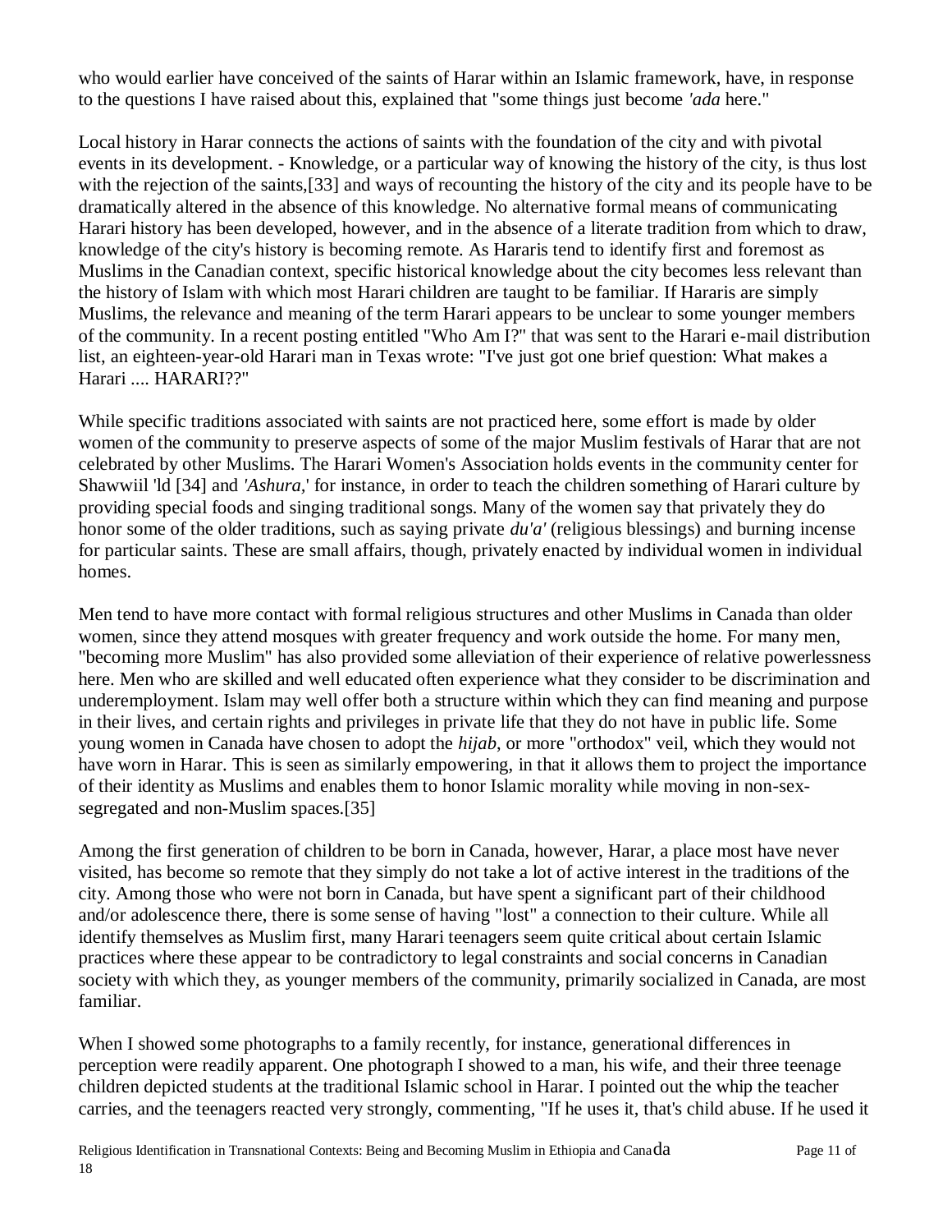who would earlier have conceived of the saints of Harar within an Islamic framework, have, in response to the questions I have raised about this, explained that "some things just become *'ada* here."

Local history in Harar connects the actions of saints with the foundation of the city and with pivotal events in its development. - Knowledge, or a particular way of knowing the history of the city, is thus lost with the rejection of the saints,[33] and ways of recounting the history of the city and its people have to be dramatically altered in the absence of this knowledge. No alternative formal means of communicating Harari history has been developed, however, and in the absence of a literate tradition from which to draw, knowledge of the city's history is becoming remote. As Hararis tend to identify first and foremost as Muslims in the Canadian context, specific historical knowledge about the city becomes less relevant than the history of Islam with which most Harari children are taught to be familiar. If Hararis are simply Muslims, the relevance and meaning of the term Harari appears to be unclear to some younger members of the community. In a recent posting entitled "Who Am I?" that was sent to the Harari e-mail distribution list, an eighteen-year-old Harari man in Texas wrote: "I've just got one brief question: What makes a Harari .... HARARI??"

While specific traditions associated with saints are not practiced here, some effort is made by older women of the community to preserve aspects of some of the major Muslim festivals of Harar that are not celebrated by other Muslims. The Harari Women's Association holds events in the community center for Shawwiil 'ld [34] and *'Ashura*,' for instance, in order to teach the children something of Harari culture by providing special foods and singing traditional songs. Many of the women say that privately they do honor some of the older traditions, such as saying private *du'a'* (religious blessings) and burning incense for particular saints. These are small affairs, though, privately enacted by individual women in individual homes.

Men tend to have more contact with formal religious structures and other Muslims in Canada than older women, since they attend mosques with greater frequency and work outside the home. For many men, "becoming more Muslim" has also provided some alleviation of their experience of relative powerlessness here. Men who are skilled and well educated often experience what they consider to be discrimination and underemployment. Islam may well offer both a structure within which they can find meaning and purpose in their lives, and certain rights and privileges in private life that they do not have in public life. Some young women in Canada have chosen to adopt the *hijab*, or more "orthodox" veil, which they would not have worn in Harar. This is seen as similarly empowering, in that it allows them to project the importance of their identity as Muslims and enables them to honor Islamic morality while moving in non-sex-segregated and non-Muslim spaces.[35]

Among the first generation of children to be born in Canada, however, Harar, a place most have never visited, has become so remote that they simply do not take a lot of active interest in the traditions of the city. Among those who were not born in Canada, but have spent a significant part of their childhood and/or adolescence there, there is some sense of having "lost" a connection to their culture. While all identify themselves as Muslim first, many Harari teenagers seem quite critical about certain Islamic practices where these appear to be contradictory to legal constraints and social concerns in Canadian society with which they, as younger members of the community, primarily socialized in Canada, are most familiar.

When I showed some photographs to a family recently, for instance, generational differences in perception were readily apparent. One photograph I showed to a man, his wife, and their three teenage children depicted students at the traditional Islamic school in Harar. I pointed out the whip the teacher carries, and the teenagers reacted very strongly, commenting, "If he uses it, that's child abuse. If he used it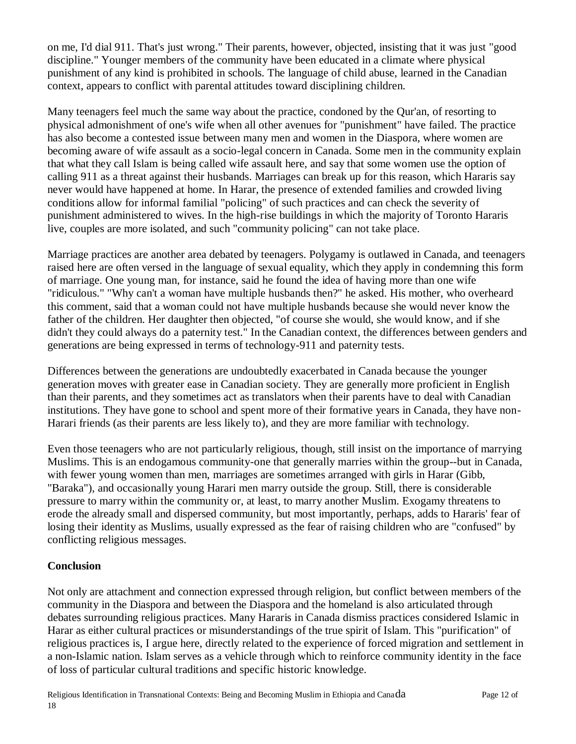on me, I'd dial 911. That's just wrong." Their parents, however, objected, insisting that it was just "good discipline." Younger members of the community have been educated in a climate where physical punishment of any kind is prohibited in schools. The language of child abuse, learned in the Canadian context, appears to conflict with parental attitudes toward disciplining children.

Many teenagers feel much the same way about the practice, condoned by the Qur'an, of resorting to physical admonishment of one's wife when all other avenues for "punishment" have failed. The practice has also become a contested issue between many men and women in the Diaspora, where women are becoming aware of wife assault as a socio-legal concern in Canada. Some men in the community explain that what they call Islam is being called wife assault here, and say that some women use the option of calling 911 as a threat against their husbands. Marriages can break up for this reason, which Hararis say never would have happened at home. In Harar, the presence of extended families and crowded living conditions allow for informal familial "policing" of such practices and can check the severity of punishment administered to wives. In the high-rise buildings in which the majority of Toronto Hararis live, couples are more isolated, and such "community policing" can not take place.

Marriage practices are another area debated by teenagers. Polygamy is outlawed in Canada, and teenagers raised here are often versed in the language of sexual equality, which they apply in condemning this form of marriage. One young man, for instance, said he found the idea of having more than one wife "ridiculous." "Why can't a woman have multiple husbands then?" he asked. His mother, who overheard this comment, said that a woman could not have multiple husbands because she would never know the father of the children. Her daughter then objected, "of course she would, she would know, and if she didn't they could always do a paternity test." In the Canadian context, the differences between genders and generations are being expressed in terms of technology-911 and paternity tests.

Differences between the generations are undoubtedly exacerbated in Canada because the younger generation moves with greater ease in Canadian society. They are generally more proficient in English than their parents, and they sometimes act as translators when their parents have to deal with Canadian institutions. They have gone to school and spent more of their formative years in Canada, they have non-Harari friends (as their parents are less likely to), and they are more familiar with technology.

Even those teenagers who are not particularly religious, though, still insist on the importance of marrying Muslims. This is an endogamous community-one that generally marries within the group--but in Canada, with fewer young women than men, marriages are sometimes arranged with girls in Harar (Gibb, "Baraka"), and occasionally young Harari men marry outside the group. Still, there is considerable pressure to marry within the community or, at least, to marry another Muslim. Exogamy threatens to erode the already small and dispersed community, but most importantly, perhaps, adds to Hararis' fear of losing their identity as Muslims, usually expressed as the fear of raising children who are "confused" by conflicting religious messages.

## Conclusion

Not only are attachment and connection expressed through religion, but conflict between members of the community in the Diaspora and between the Diaspora and the homeland is also articulated through debates surrounding religious practices. Many Hararis in Canada dismiss practices considered Islamic in Harar as either cultural practices or misunderstandings of the true spirit of Islam. This "purification" of religious practices is, I argue here, directly related to the experience of forced migration and settlement in a non-Islamic nation. Islam serves as a vehicle through which to reinforce community identity in the face of loss of particular cultural traditions and specific historic knowledge.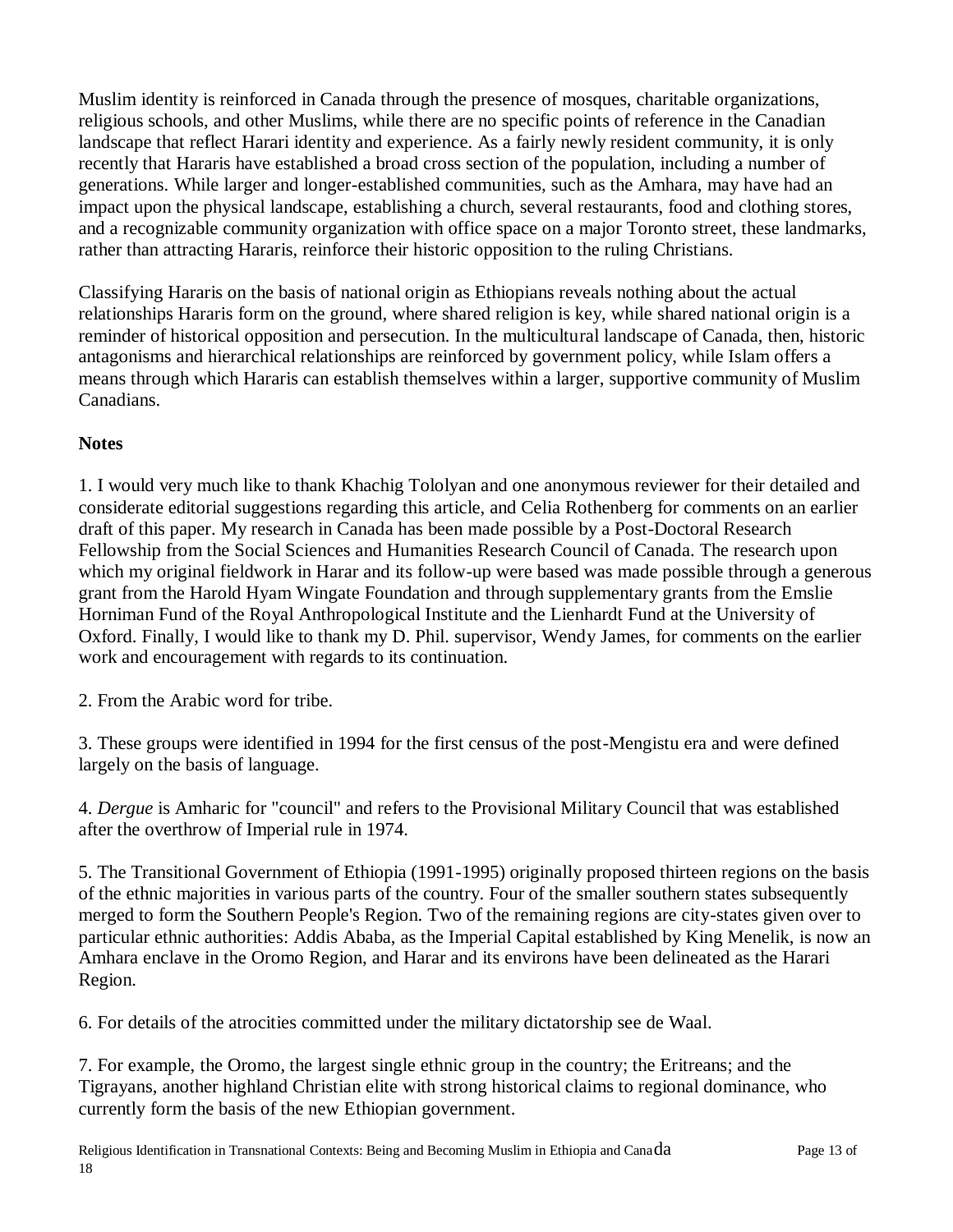Muslim identity is reinforced in Canada through the presence of mosques, charitable organizations, religious schools, and other Muslims, while there are no specific points of reference in the Canadian landscape that reflect Harari identity and experience. As a fairly newly resident community, it is only recently that Hararis have established a broad cross section of the population, including a number of generations. While larger and longer-established communities, such as the Amhara, may have had an impact upon the physical landscape, establishing a church, several restaurants, food and clothing stores, and a recognizable community organization with office space on a major Toronto street, these landmarks, rather than attracting Hararis, reinforce their historic opposition to the ruling Christians.

Classifying Hararis on the basis of national origin as Ethiopians reveals nothing about the actual relationships Hararis form on the ground, where shared religion is key, while shared national origin is a reminder of historical opposition and persecution. In the multicultural landscape of Canada, then, historic antagonisms and hierarchical relationships are reinforced by government policy, while Islam offers a means through which Hararis can establish themselves within a larger, supportive community of Muslim Canadians.

**Notes**

1. I would very much like to thank Khachig Tololyan and one anonymous reviewer for their detailed and considerate editorial suggestions regarding this article, and Celia Rothenberg for comments on an earlier draft of this paper. My research in Canada has been made possible by a Post-Doctoral Research Fellowship from the Social Sciences and Humanities Research Council of Canada. The research upon which my original fieldwork in Harar and its follow-up were based was made possible through a generous grant from the Harold Hyam Wingate Foundation and through supplementary grants from the Emslie Horniman Fund of the Royal Anthropological Institute and the Lienhardt Fund at the University of Oxford. Finally, I would like to thank my D. Phil. supervisor, Wendy James, for comments on the earlier work and encouragement with regards to its continuation.

2. From the Arabic word for tribe.

3. These groups were identified in 1994 for the first census of the post-Mengistu era and were defined largely on the basis of language.

4. *Dergue* is Amharic for "council" and refers to the Provisional Military Council that was established after the overthrow of Imperial rule in 1974.

5. The Transitional Government of Ethiopia (1991-1995) originally proposed thirteen regions on the basis of the ethnic majorities in various parts of the country. Four of the smaller southern states subsequently merged to form the Southern People's Region. Two of the remaining regions are city-states given over to particular ethnic authorities: Addis Ababa, as the Imperial Capital established by King Menelik, is now an Amhara enclave in the Oromo Region, and Harar and its environs have been delineated as the Harari Region.

6. For details of the atrocities committed under the military dictatorship see de Waal.

7. For example, the Oromo, the largest single ethnic group in the country; the Eritreans; and the Tigrayans, another highland Christian elite with strong historical claims to regional dominance, who currently form the basis of the new Ethiopian government.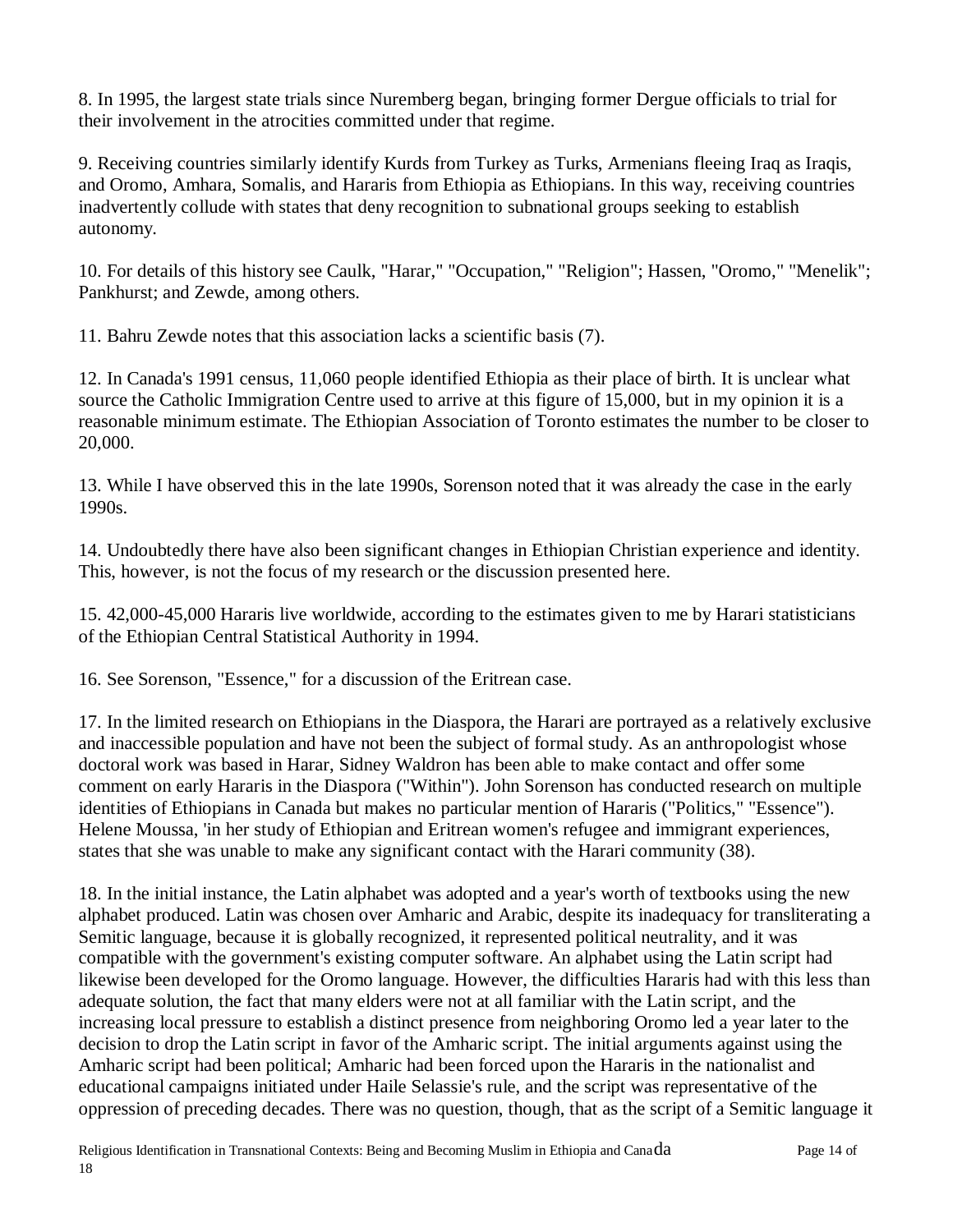8. In 1995, the largest state trials since Nuremberg began, bringing former Dergue officials to trial for their involvement in the atrocities committed under that regime.

9. Receiving countries similarly identify Kurds from Turkey as Turks, Armenians fleeing Iraq as Iraqis, and Oromo, Amhara, Somalis, and Hararis from Ethiopia as Ethiopians. In this way, receiving countries inadvertently collude with states that deny recognition to subnational groups seeking to establish autonomy.

10. For details of this history see Caulk, "Harar," "Occupation," "Religion"; Hassen, "Oromo," "Menelik"; Pankhurst; and Zewde, among others.

11. Bahru Zewde notes that this association lacks a scientific basis (7).

12. In Canada's 1991 census, 11,060 people identified Ethiopia as their place of birth. It is unclear what source the Catholic Immigration Centre used to arrive at this figure of 15,000, but in my opinion it is a reasonable minimum estimate. The Ethiopian Association of Toronto estimates the number to be closer to 20,000.

13. While I have observed this in the late 1990s, Sorenson noted that it was already the case in the early 1990s.

14. Undoubtedly there have also been significant changes in Ethiopian Christian experience and identity. This, however, is not the focus of my research or the discussion presented here.

15. 42,000-45,000 Hararis live worldwide, according to the estimates given to me by Harari statisticians of the Ethiopian Central Statistical Authority in 1994.

16. See Sorenson, "Essence," for a discussion of the Eritrean case.

17. In the limited research on Ethiopians in the Diaspora, the Harari are portrayed as a relatively exclusive and inaccessible population and have not been the subject of formal study. As an anthropologist whose doctoral work was based in Harar, Sidney Waldron has been able to make contact and offer some comment on early Hararis in the Diaspora ("Within"). John Sorenson has conducted research on multiple identities of Ethiopians in Canada but makes no particular mention of Hararis ("Politics," "Essence"). Helene Moussa, 'in her study of Ethiopian and Eritrean women's refugee and immigrant experiences, states that she was unable to make any significant contact with the Harari community (38).

18. In the initial instance, the Latin alphabet was adopted and a year's worth of textbooks using the new alphabet produced. Latin was chosen over Amharic and Arabic, despite its inadequacy for transliterating a Semitic language, because it is globally recognized, it represented political neutrality, and it was compatible with the government's existing computer software. An alphabet using the Latin script had likewise been developed for the Oromo language. However, the difficulties Hararis had with this less than adequate solution, the fact that many elders were not at all familiar with the Latin script, and the increasing local pressure to establish a distinct presence from neighboring Oromo led a year later to the decision to drop the Latin script in favor of the Amharic script. The initial arguments against using the Amharic script had been political; Amharic had been forced upon the Hararis in the nationalist and educational campaigns initiated under Haile Selassie's rule, and the script was representative of the oppression of preceding decades. There was no question, though, that as the script of a Semitic language it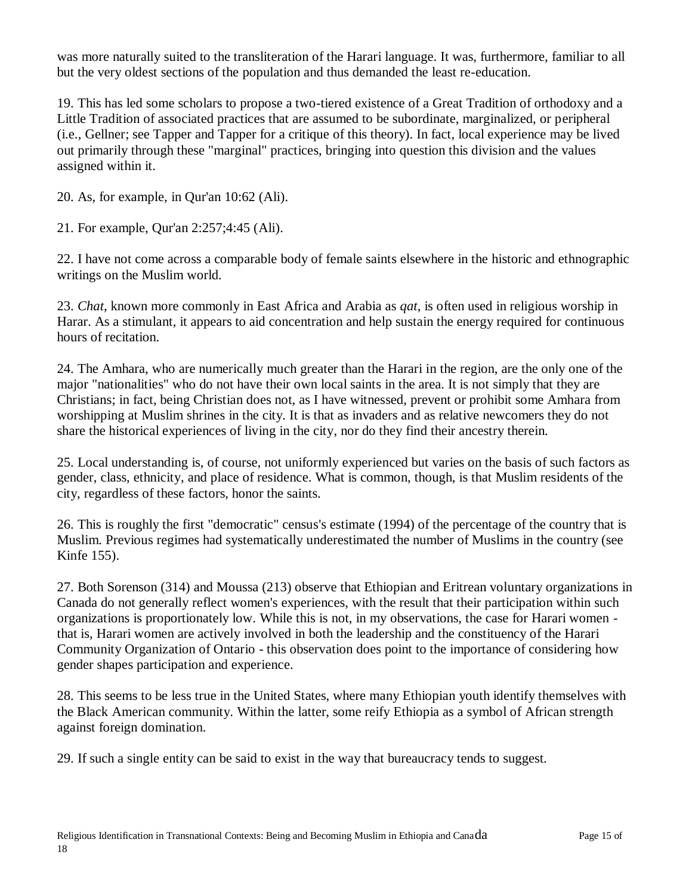was more naturally suited to the transliteration of the Harari language. It was, furthermore, familiar to all but the very oldest sections of the population and thus demanded the least re-education.

19. This has led some scholars to propose a two-tiered existence of a Great Tradition of orthodoxy and a Little Tradition of associated practices that are assumed to be subordinate, marginalized, or peripheral (i.e., Gellner; see Tapper and Tapper for a critique of this theory). In fact, local experience may be lived out primarily through these "marginal" practices, bringing into question this division and the values assigned within it.

20. As, for example, in Qur'an 10:62 (Ali).

21. For example, Qur'an 2:257;4:45 (Ali).

22. I have not come across a comparable body of female saints elsewhere in the historic and ethnographic writings on the Muslim world.

23. *Chat*, known more commonly in East Africa and Arabia as *qat*, is often used in religious worship in Harar. As a stimulant, it appears to aid concentration and help sustain the energy required for continuous hours of recitation.

24. The Amhara, who are numerically much greater than the Harari in the region, are the only one of the major "nationalities" who do not have their own local saints in the area. It is not simply that they are Christians; in fact, being Christian does not, as I have witnessed, prevent or prohibit some Amhara from worshipping at Muslim shrines in the city. It is that as invaders and as relative newcomers they do not share the historical experiences of living in the city, nor do they find their ancestry therein.

25. Local understanding is, of course, not uniformly experienced but varies on the basis of such factors as gender, class, ethnicity, and place of residence. What is common, though, is that Muslim residents of the city, regardless of these factors, honor the saints.

26. This is roughly the first "democratic" census's estimate (1994) of the percentage of the country that is Muslim. Previous regimes had systematically underestimated the number of Muslims in the country (see Kinfe 155).

27. Both Sorenson (314) and Moussa (213) observe that Ethiopian and Eritrean voluntary organizations in Canada do not generally reflect women's experiences, with the result that their participation within such organizations is proportionately low. While this is not, in my observations, the case for Harari women - that is, Harari women are actively involved in both the leadership and the constituency of the Harari Community Organization of Ontario - this observation does point to the importance of considering how gender shapes participation and experience.

28. This seems to be less true in the United States, where many Ethiopian youth identify themselves with the Black American community. Within the latter, some reify Ethiopia as a symbol of African strength against foreign domination.

29. If such a single entity can be said to exist in the way that bureaucracy tends to suggest.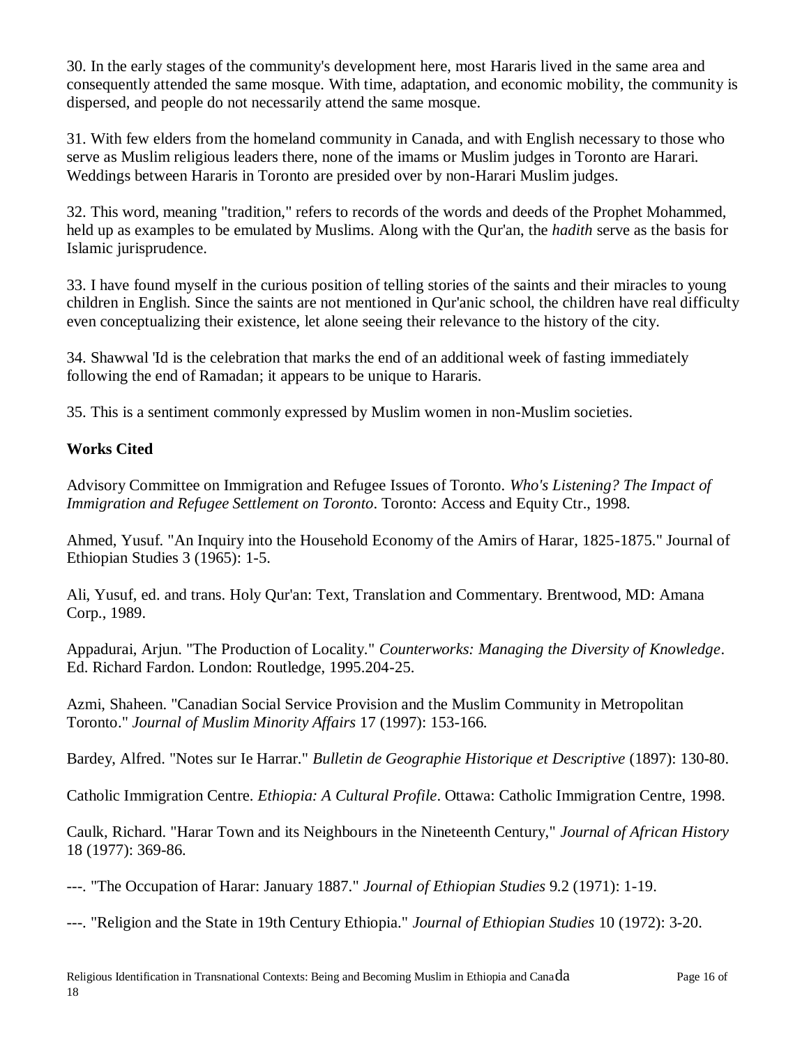30. In the early stages of the community's development here, most Hararis lived in the same area and consequently attended the same mosque. With time, adaptation, and economic mobility, the community is dispersed, and people do not necessarily attend the same mosque.

31. With few elders from the homeland community in Canada, and with English necessary to those who serve as Muslim religious leaders there, none of the imams or Muslim judges in Toronto are Harari. Weddings between Hararis in Toronto are presided over by non-Harari Muslim judges.

32. This word, meaning "tradition," refers to records of the words and deeds of the Prophet Mohammed, held up as examples to be emulated by Muslims. Along with the Qur'an, the *hadith* serve as the basis for Islamic jurisprudence.

33. I have found myself in the curious position of telling stories of the saints and their miracles to young children in English. Since the saints are not mentioned in Qur'anic school, the children have real difficulty even conceptualizing their existence, let alone seeing their relevance to the history of the city.

34. Shawwal 'Id is the celebration that marks the end of an additional week of fasting immediately following the end of Ramadan; it appears to be unique to Hararis.

35. This is a sentiment commonly expressed by Muslim women in non-Muslim societies.

**Works Cited**

Advisory Committee on Immigration and Refugee Issues of Toronto. *Who's Listening? The Impact of Immigration and Refugee Settlement on Toronto*. Toronto: Access and Equity Ctr., 1998.

Ahmed, Yusuf. "An Inquiry into the Household Economy of the Amirs of Harar, 1825-1875." Journal of Ethiopian Studies 3 (1965): 1-5.

Ali, Yusuf, ed. and trans. Holy Qur'an: Text, Translation and Commentary. Brentwood, MD: Amana Corp., 1989.

Appadurai, Arjun. "The Production of Locality." *Counterworks: Managing the Diversity of Knowledge*. Ed. Richard Fardon. London: Routledge, 1995.204-25.

Azmi, Shaheen. "Canadian Social Service Provision and the Muslim Community in Metropolitan Toronto." *Journal of Muslim Minority Affairs* 17 (1997): 153-166.

Bardey, Alfred. "Notes sur Ie Harrar." *Bulletin de Geographie Historique et Descriptive* (1897): 130-80.

Catholic Immigration Centre. *Ethiopia: A Cultural Profile*. Ottawa: Catholic Immigration Centre, 1998.

Caulk, Richard. "Harar Town and its Neighbours in the Nineteenth Century," *Journal of African History* 18 (1977): 369-86.

---. "The Occupation of Harar: January 1887." *Journal of Ethiopian Studies* 9.2 (1971): 1-19.

---. "Religion and the State in 19th Century Ethiopia." *Journal of Ethiopian Studies* 10 (1972): 3-20.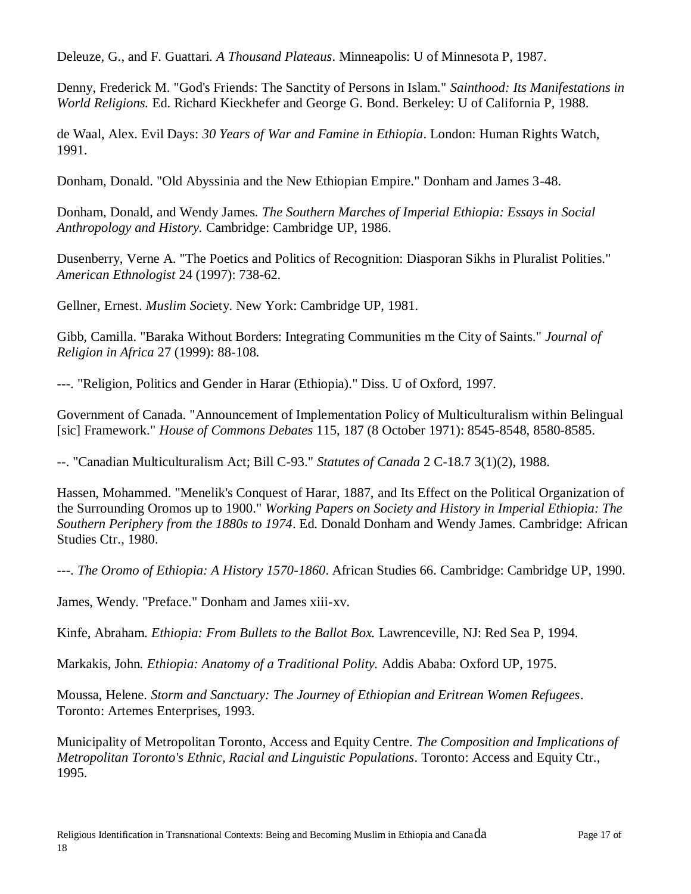Deleuze, G., and F. Guattari. *A Thousand Plateaus*. Minneapolis: U of Minnesota P, 1987.

Denny, Frederick M. "God's Friends: The Sanctity of Persons in Islam." *Sainthood: Its Manifestations in World Religions.* Ed. Richard Kieckhefer and George G. Bond. Berkeley: U of California P, 1988.

de Waal, Alex. Evil Days: *30 Years of War and Famine in Ethiopia*. London: Human Rights Watch, 1991.

Donham, Donald. "Old Abyssinia and the New Ethiopian Empire." Donham and James 3-48.

Donham, Donald, and Wendy James. *The Southern Marches of Imperial Ethiopia: Essays in Social Anthropology and History.* Cambridge: Cambridge UP, 1986.

Dusenberry, Verne A. "The Poetics and Politics of Recognition: Diasporan Sikhs in Pluralist Polities." *American Ethnologist* 24 (1997): 738-62.

Gellner, Ernest. *Muslim Soc*iety. New York: Cambridge UP, 1981.

Gibb, Camilla. "Baraka Without Borders: Integrating Communities m the City of Saints." *Journal of Religion in Africa* 27 (1999): 88-108.

---. "Religion, Politics and Gender in Harar (Ethiopia)." Diss. U of Oxford, 1997.

Government of Canada. "Announcement of Implementation Policy of Multiculturalism within Belingual [sic] Framework." *House of Commons Debates* 115, 187 (8 October 1971): 8545-8548, 8580-8585.

--. "Canadian Multiculturalism Act; Bill C-93." *Statutes of Canada* 2 C-18.7 3(1)(2), 1988.

Hassen, Mohammed. "Menelik's Conquest of Harar, 1887, and Its Effect on the Political Organization of the Surrounding Oromos up to 1900." *Working Papers on Society and History in Imperial Ethiopia: The Southern Periphery from the 1880s to 1974*. Ed. Donald Donham and Wendy James. Cambridge: African Studies Ctr., 1980.

---. *The Oromo of Ethiopia: A History 1570-1860*. African Studies 66. Cambridge: Cambridge UP, 1990.

James, Wendy. "Preface." Donham and James xiii-xv.

Kinfe, Abraham. *Ethiopia: From Bullets to the Ballot Box.* Lawrenceville, NJ: Red Sea P, 1994.

Markakis, John. *Ethiopia: Anatomy of a Traditional Polity.* Addis Ababa: Oxford UP, 1975.

Moussa, Helene. *Storm and Sanctuary: The Journey of Ethiopian and Eritrean Women Refugees*. Toronto: Artemes Enterprises, 1993.

Municipality of Metropolitan Toronto, Access and Equity Centre. *The Composition and Implications of Metropolitan Toronto's Ethnic, Racial and Linguistic Populations*. Toronto: Access and Equity Ctr., 1995.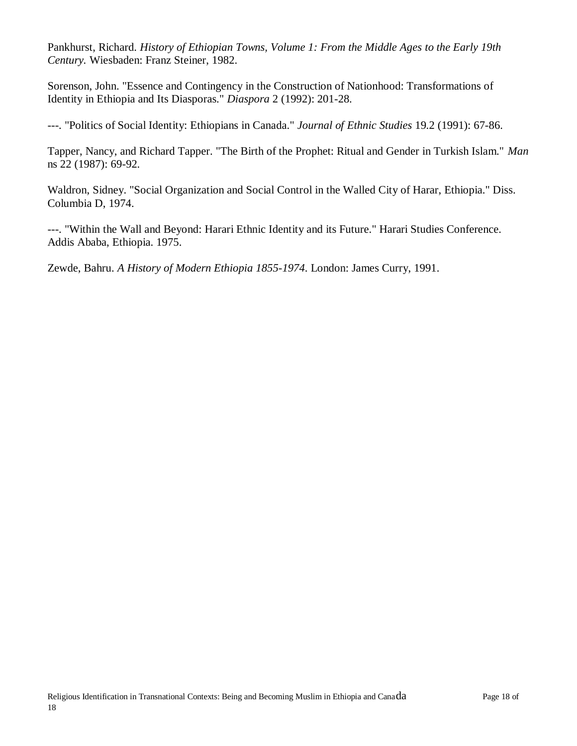Pankhurst, Richard. *History of Ethiopian Towns, Volume 1: From the Middle Ages to the Early 19th Century.* Wiesbaden: Franz Steiner, 1982.

Sorenson, John. "Essence and Contingency in the Construction of Nationhood: Transformations of Identity in Ethiopia and Its Diasporas." *Diaspora* 2 (1992): 201-28.

---. "Politics of Social Identity: Ethiopians in Canada." *Journal of Ethnic Studies* 19.2 (1991): 67-86.

Tapper, Nancy, and Richard Tapper. "The Birth of the Prophet: Ritual and Gender in Turkish Islam." *Man* ns 22 (1987): 69-92.

Waldron, Sidney. "Social Organization and Social Control in the Walled City of Harar, Ethiopia." Diss. Columbia D, 1974.

---. "Within the Wall and Beyond: Harari Ethnic Identity and its Future." Harari Studies Conference. Addis Ababa, Ethiopia. 1975.

Zewde, Bahru. *A History of Modern Ethiopia 1855-1974*. London: James Curry, 1991.